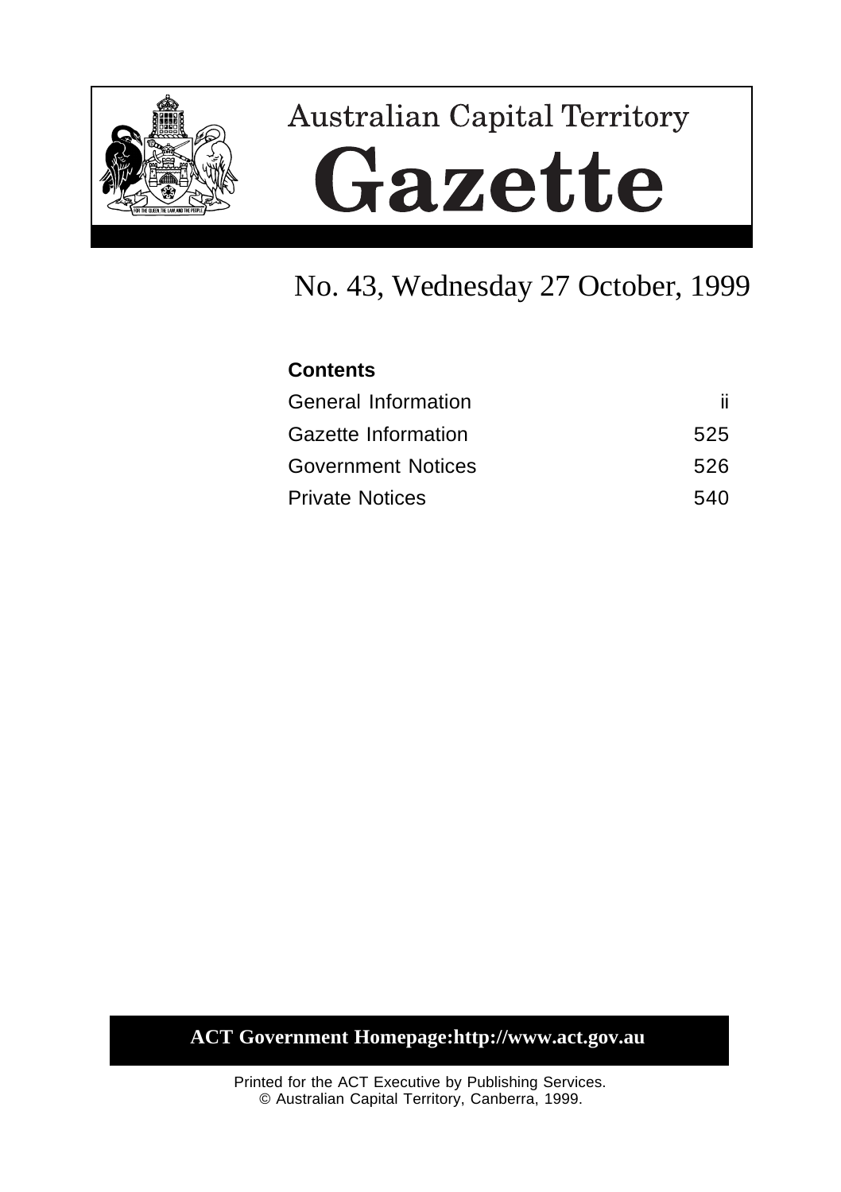# Australian Capital Territory

# Gazette

## No. 43, Wednesday 27 October, 1999

**Contents**

| | |
|---|---|
| General Information | ii |
| Gazette Information | 525 |
| Government Notices | 526 |
| Private Notices | 540 |

**ACT Government Homepage:http://www.act.gov.au**

Printed for the ACT Executive by Publishing Services.
© Australian Capital Territory, Canberra, 1999.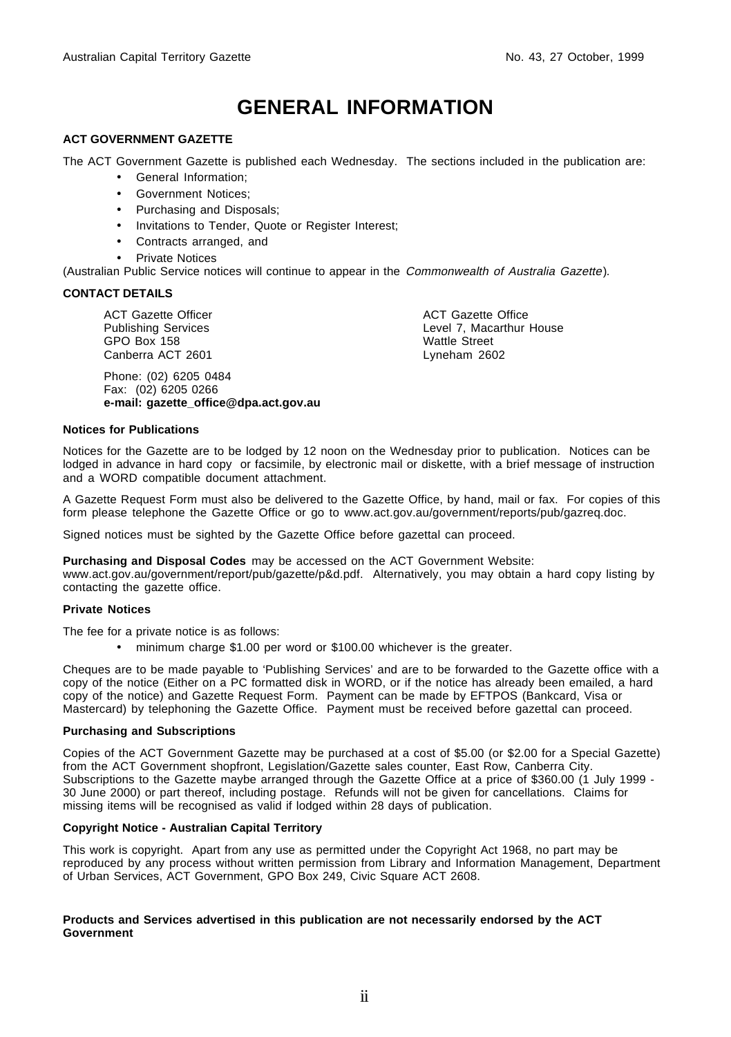# GENERAL INFORMATION

## ACT GOVERNMENT GAZETTE

The ACT Government Gazette is published each Wednesday. The sections included in the publication are:

- General Information;
- Government Notices;
- Purchasing and Disposals;
- Invitations to Tender, Quote or Register Interest;
- Contracts arranged, and
- Private Notices

(Australian Public Service notices will continue to appear in the *Commonwealth of Australia Gazette*).

## CONTACT DETAILS

ACT Gazette Officer
Publishing Services
GPO Box 158
Canberra ACT 2601

ACT Gazette Office
Level 7, Macarthur House
Wattle Street
Lyneham 2602

Phone: (02) 6205 0484
Fax: (02) 6205 0266
**e-mail: gazette_office@dpa.act.gov.au**

### Notices for Publications

Notices for the Gazette are to be lodged by 12 noon on the Wednesday prior to publication. Notices can be lodged in advance in hard copy or facsimile, by electronic mail or diskette, with a brief message of instruction and a WORD compatible document attachment.

A Gazette Request Form must also be delivered to the Gazette Office, by hand, mail or fax. For copies of this form please telephone the Gazette Office or go to www.act.gov.au/government/reports/pub/gazreq.doc.

Signed notices must be sighted by the Gazette Office before gazettal can proceed.

**Purchasing and Disposal Codes** may be accessed on the ACT Government Website: www.act.gov.au/government/report/pub/gazette/p&d.pdf. Alternatively, you may obtain a hard copy listing by contacting the gazette office.

### Private Notices

The fee for a private notice is as follows:

- minimum charge $1.00 per word or $100.00 whichever is the greater.

Cheques are to be made payable to 'Publishing Services' and are to be forwarded to the Gazette office with a copy of the notice (Either on a PC formatted disk in WORD, or if the notice has already been emailed, a hard copy of the notice) and Gazette Request Form. Payment can be made by EFTPOS (Bankcard, Visa or Mastercard) by telephoning the Gazette Office. Payment must be received before gazettal can proceed.

### Purchasing and Subscriptions

Copies of the ACT Government Gazette may be purchased at a cost of $5.00 (or $2.00 for a Special Gazette) from the ACT Government shopfront, Legislation/Gazette sales counter, East Row, Canberra City. Subscriptions to the Gazette maybe arranged through the Gazette Office at a price of $360.00 (1 July 1999 - 30 June 2000) or part thereof, including postage. Refunds will not be given for cancellations. Claims for missing items will be recognised as valid if lodged within 28 days of publication.

### Copyright Notice - Australian Capital Territory

This work is copyright. Apart from any use as permitted under the Copyright Act 1968, no part may be reproduced by any process without written permission from Library and Information Management, Department of Urban Services, ACT Government, GPO Box 249, Civic Square ACT 2608.

**Products and Services advertised in this publication are not necessarily endorsed by the ACT Government**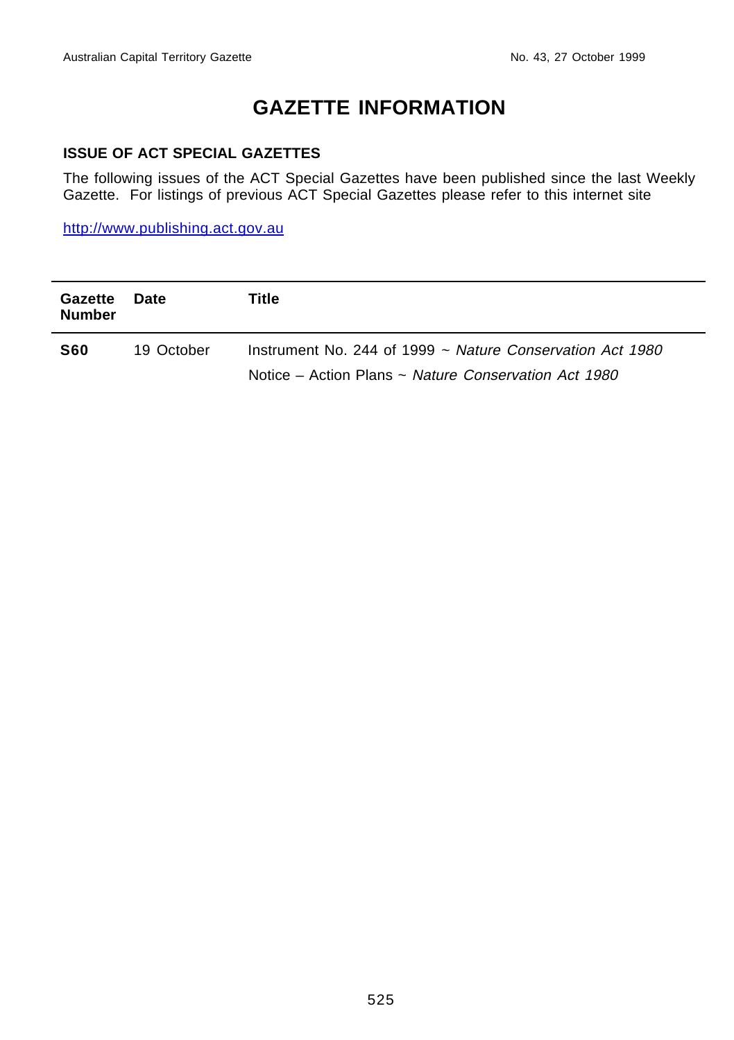# GAZETTE INFORMATION

### ISSUE OF ACT SPECIAL GAZETTES

The following issues of the ACT Special Gazettes have been published since the last Weekly Gazette. For listings of previous ACT Special Gazettes please refer to this internet site

http://www.publishing.act.gov.au

| Gazette Number | Date | Title |
|---|---|---|
| **S60** | 19 October | Instrument No. 244 of 1999 ~ *Nature Conservation Act 1980* |
| | | Notice – Action Plans ~ *Nature Conservation Act 1980* |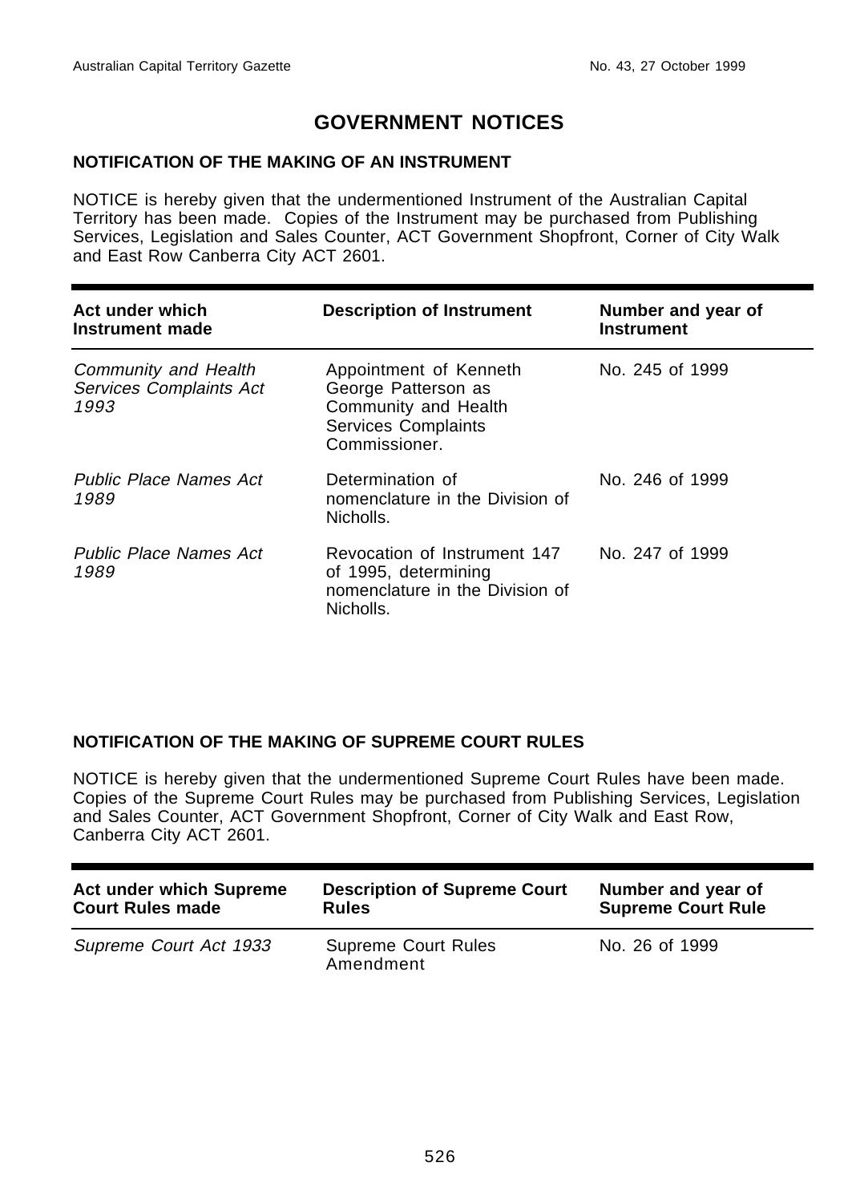# GOVERNMENT NOTICES

## NOTIFICATION OF THE MAKING OF AN INSTRUMENT

NOTICE is hereby given that the undermentioned Instrument of the Australian Capital Territory has been made. Copies of the Instrument may be purchased from Publishing Services, Legislation and Sales Counter, ACT Government Shopfront, Corner of City Walk and East Row Canberra City ACT 2601.

| Act under which Instrument made | Description of Instrument | Number and year of Instrument |
|---|---|---|
| *Community and Health Services Complaints Act 1993* | Appointment of Kenneth George Patterson as Community and Health Services Complaints Commissioner. | No. 245 of 1999 |
| *Public Place Names Act 1989* | Determination of nomenclature in the Division of Nicholls. | No. 246 of 1999 |
| *Public Place Names Act 1989* | Revocation of Instrument 147 of 1995, determining nomenclature in the Division of Nicholls. | No. 247 of 1999 |

## NOTIFICATION OF THE MAKING OF SUPREME COURT RULES

NOTICE is hereby given that the undermentioned Supreme Court Rules have been made. Copies of the Supreme Court Rules may be purchased from Publishing Services, Legislation and Sales Counter, ACT Government Shopfront, Corner of City Walk and East Row, Canberra City ACT 2601.

| Act under which Supreme Court Rules made | Description of Supreme Court Rules | Number and year of Supreme Court Rule |
|---|---|---|
| *Supreme Court Act 1933* | Supreme Court Rules Amendment | No. 26 of 1999 |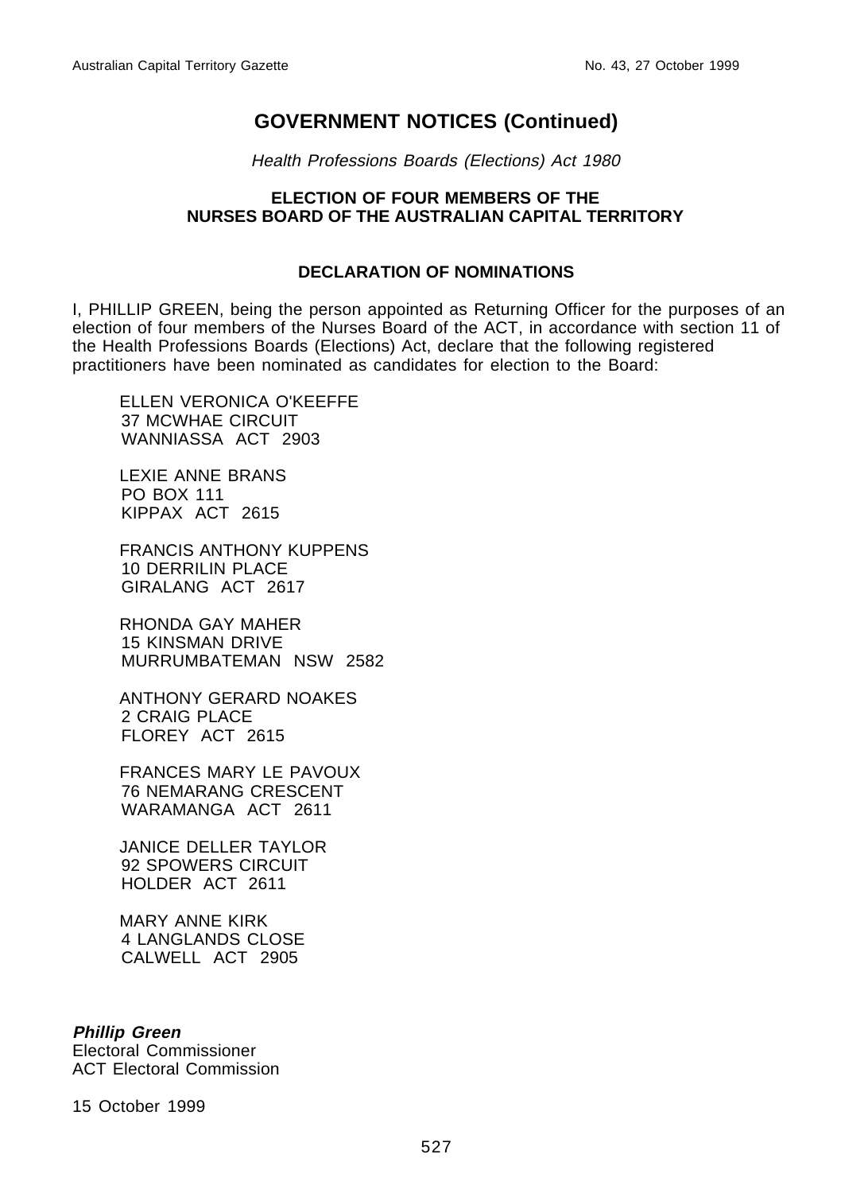## GOVERNMENT NOTICES (Continued)

*Health Professions Boards (Elections) Act 1980*

**ELECTION OF FOUR MEMBERS OF THE NURSES BOARD OF THE AUSTRALIAN CAPITAL TERRITORY**

**DECLARATION OF NOMINATIONS**

I, PHILLIP GREEN, being the person appointed as Returning Officer for the purposes of an election of four members of the Nurses Board of the ACT, in accordance with section 11 of the Health Professions Boards (Elections) Act, declare that the following registered practitioners have been nominated as candidates for election to the Board:

ELLEN VERONICA O'KEEFFE
37 MCWHAE CIRCUIT
WANNIASSA ACT 2903

LEXIE ANNE BRANS
PO BOX 111
KIPPAX ACT 2615

FRANCIS ANTHONY KUPPENS
10 DERRILIN PLACE
GIRALANG ACT 2617

RHONDA GAY MAHER
15 KINSMAN DRIVE
MURRUMBATEMAN NSW 2582

ANTHONY GERARD NOAKES
2 CRAIG PLACE
FLOREY ACT 2615

FRANCES MARY LE PAVOUX
76 NEMARANG CRESCENT
WARAMANGA ACT 2611

JANICE DELLER TAYLOR
92 SPOWERS CIRCUIT
HOLDER ACT 2611

MARY ANNE KIRK
4 LANGLANDS CLOSE
CALWELL ACT 2905

***Phillip Green***
Electoral Commissioner
ACT Electoral Commission

15 October 1999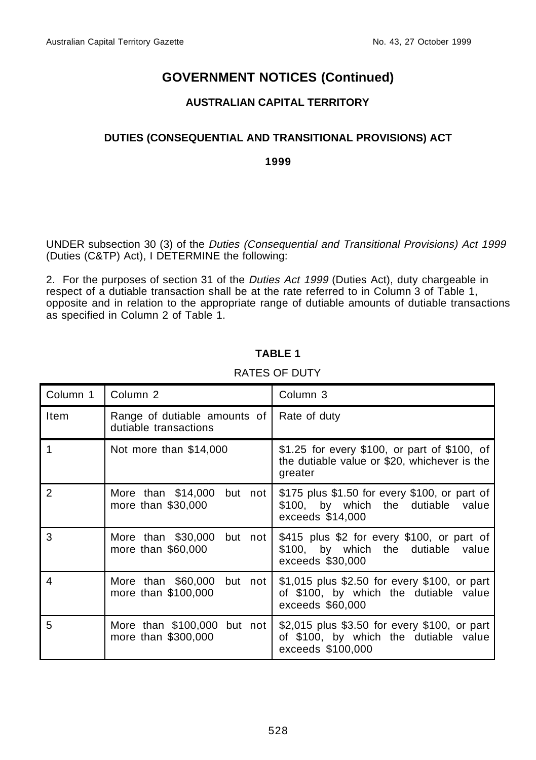# GOVERNMENT NOTICES (Continued)

## AUSTRALIAN CAPITAL TERRITORY

### DUTIES (CONSEQUENTIAL AND TRANSITIONAL PROVISIONS) ACT

**1999**

UNDER subsection 30 (3) of the *Duties (Consequential and Transitional Provisions) Act 1999* (Duties (C&TP) Act), I DETERMINE the following:

2. For the purposes of section 31 of the *Duties Act 1999* (Duties Act), duty chargeable in respect of a dutiable transaction shall be at the rate referred to in Column 3 of Table 1, opposite and in relation to the appropriate range of dutiable amounts of dutiable transactions as specified in Column 2 of Table 1.

**TABLE 1**

RATES OF DUTY

| Column 1 | Column 2 | Column 3 |
|---|---|---|
| Item | Range of dutiable amounts of dutiable transactions | Rate of duty |
| 1 | Not more than $14,000 | $1.25 for every $100, or part of $100, of the dutiable value or $20, whichever is the greater |
| 2 | More than $14,000 but not more than $30,000 | $175 plus $1.50 for every $100, or part of $100, by which the dutiable value exceeds $14,000 |
| 3 | More than $30,000 but not more than $60,000 | $415 plus $2 for every $100, or part of $100, by which the dutiable value exceeds $30,000 |
| 4 | More than $60,000 but not more than $100,000 | $1,015 plus $2.50 for every $100, or part of $100, by which the dutiable value exceeds $60,000 |
| 5 | More than $100,000 but not more than $300,000 | $2,015 plus $3.50 for every $100, or part of $100, by which the dutiable value exceeds $100,000 |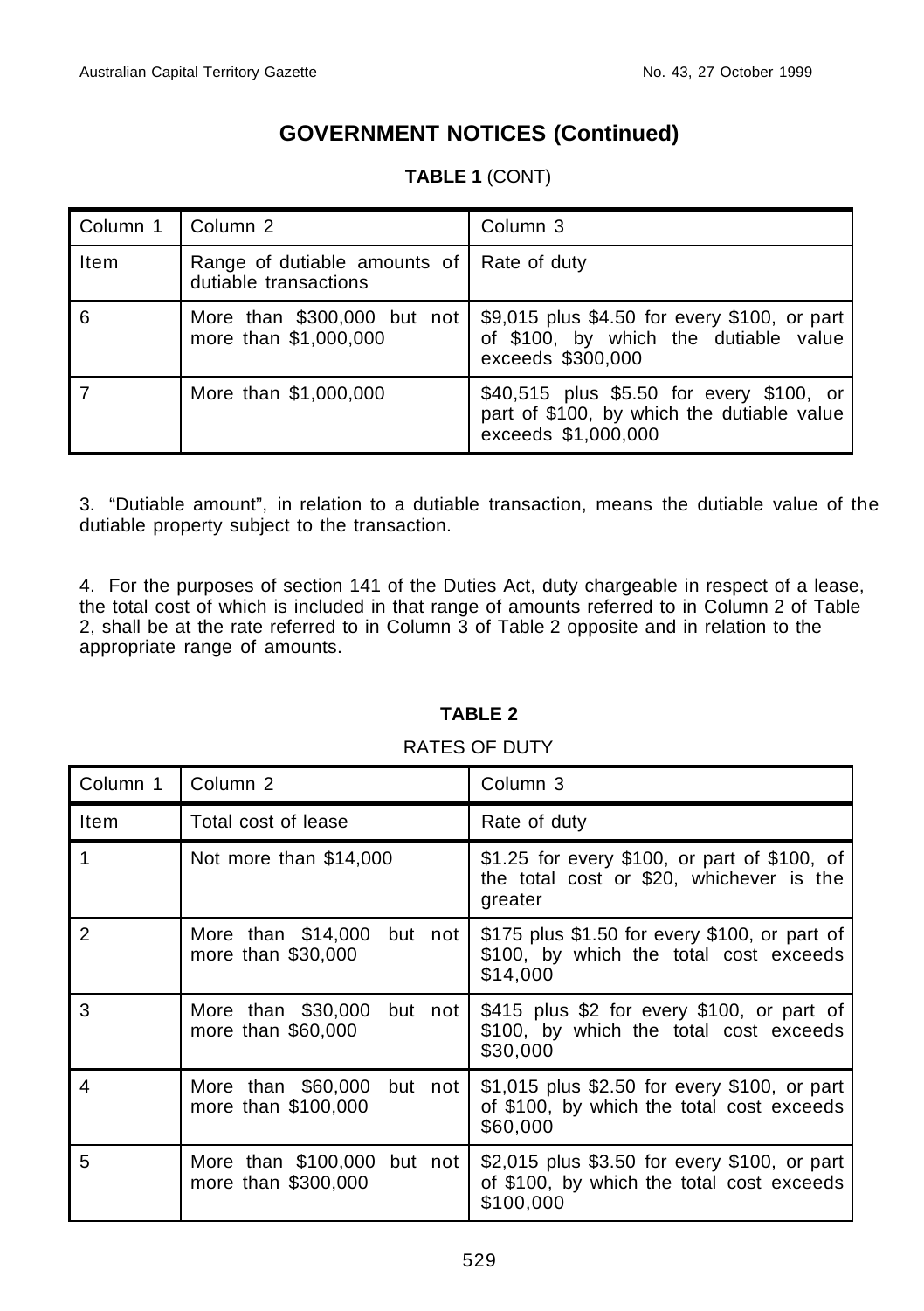## GOVERNMENT NOTICES (Continued)

**TABLE 1** (CONT)

| Column 1 | Column 2 | Column 3 |
|---|---|---|
| Item | Range of dutiable amounts of dutiable transactions | Rate of duty |
| 6 | More than $300,000 but not more than $1,000,000 | $9,015 plus $4.50 for every $100, or part of $100, by which the dutiable value exceeds $300,000 |
| 7 | More than $1,000,000 | $40,515 plus $5.50 for every $100, or part of $100, by which the dutiable value exceeds $1,000,000 |

3. "Dutiable amount", in relation to a dutiable transaction, means the dutiable value of the dutiable property subject to the transaction.

4. For the purposes of section 141 of the Duties Act, duty chargeable in respect of a lease, the total cost of which is included in that range of amounts referred to in Column 2 of Table 2, shall be at the rate referred to in Column 3 of Table 2 opposite and in relation to the appropriate range of amounts.

**TABLE 2**

RATES OF DUTY

| Column 1 | Column 2 | Column 3 |
|---|---|---|
| Item | Total cost of lease | Rate of duty |
| 1 | Not more than $14,000 | $1.25 for every $100, or part of $100, of the total cost or $20, whichever is the greater |
| 2 | More than $14,000 but not more than $30,000 | $175 plus $1.50 for every $100, or part of $100, by which the total cost exceeds $14,000 |
| 3 | More than $30,000 but not more than $60,000 | $415 plus $2 for every $100, or part of $100, by which the total cost exceeds $30,000 |
| 4 | More than $60,000 but not more than $100,000 | $1,015 plus $2.50 for every $100, or part of $100, by which the total cost exceeds $60,000 |
| 5 | More than $100,000 but not more than $300,000 | $2,015 plus $3.50 for every $100, or part of $100, by which the total cost exceeds $100,000 |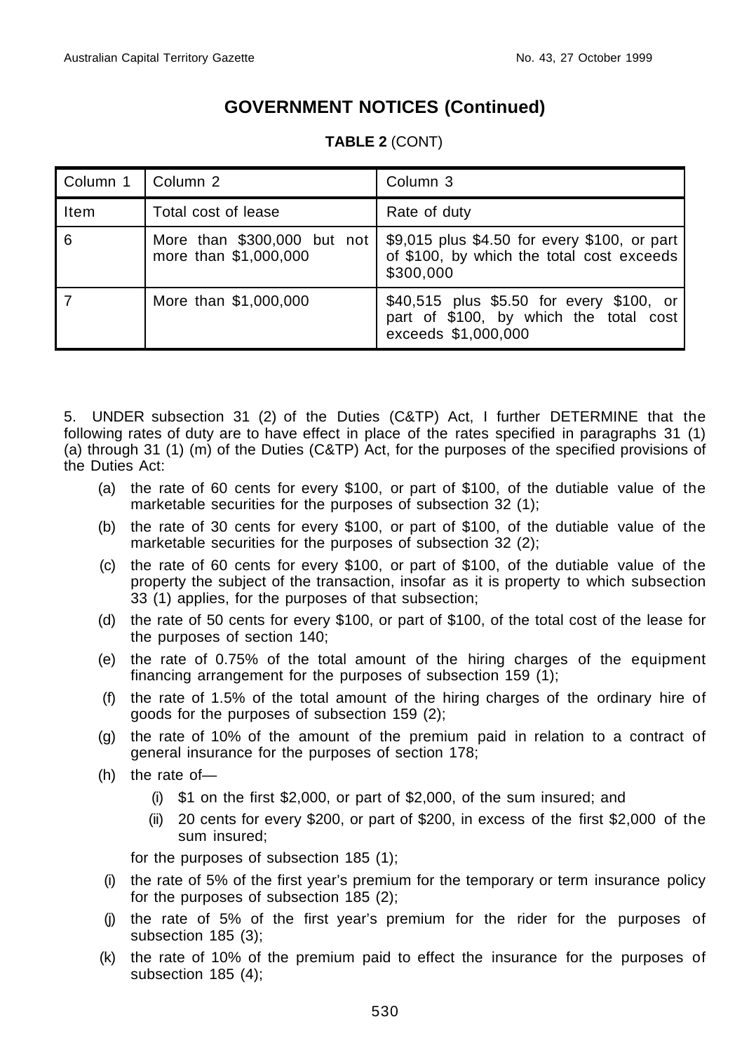## GOVERNMENT NOTICES (Continued)

**TABLE 2** (CONT)

| Column 1 | Column 2 | Column 3 |
|---|---|---|
| Item | Total cost of lease | Rate of duty |
| 6 | More than $300,000 but not more than $1,000,000 | $9,015 plus $4.50 for every $100, or part of $100, by which the total cost exceeds $300,000 |
| 7 | More than $1,000,000 | $40,515 plus $5.50 for every $100, or part of $100, by which the total cost exceeds $1,000,000 |

5. UNDER subsection 31 (2) of the Duties (C&TP) Act, I further DETERMINE that the following rates of duty are to have effect in place of the rates specified in paragraphs 31 (1) (a) through 31 (1) (m) of the Duties (C&TP) Act, for the purposes of the specified provisions of the Duties Act:

(a) the rate of 60 cents for every $100, or part of $100, of the dutiable value of the marketable securities for the purposes of subsection 32 (1);

(b) the rate of 30 cents for every $100, or part of $100, of the dutiable value of the marketable securities for the purposes of subsection 32 (2);

(c) the rate of 60 cents for every $100, or part of $100, of the dutiable value of the property the subject of the transaction, insofar as it is property to which subsection 33 (1) applies, for the purposes of that subsection;

(d) the rate of 50 cents for every $100, or part of $100, of the total cost of the lease for the purposes of section 140;

(e) the rate of 0.75% of the total amount of the hiring charges of the equipment financing arrangement for the purposes of subsection 159 (1);

(f) the rate of 1.5% of the total amount of the hiring charges of the ordinary hire of goods for the purposes of subsection 159 (2);

(g) the rate of 10% of the amount of the premium paid in relation to a contract of general insurance for the purposes of section 178;

(h) the rate of—

(i) $1 on the first $2,000, or part of $2,000, of the sum insured; and

(ii) 20 cents for every $200, or part of $200, in excess of the first $2,000 of the sum insured;

for the purposes of subsection 185 (1);

(i) the rate of 5% of the first year's premium for the temporary or term insurance policy for the purposes of subsection 185 (2);

(j) the rate of 5% of the first year's premium for the rider for the purposes of subsection 185 (3);

(k) the rate of 10% of the premium paid to effect the insurance for the purposes of subsection 185 (4);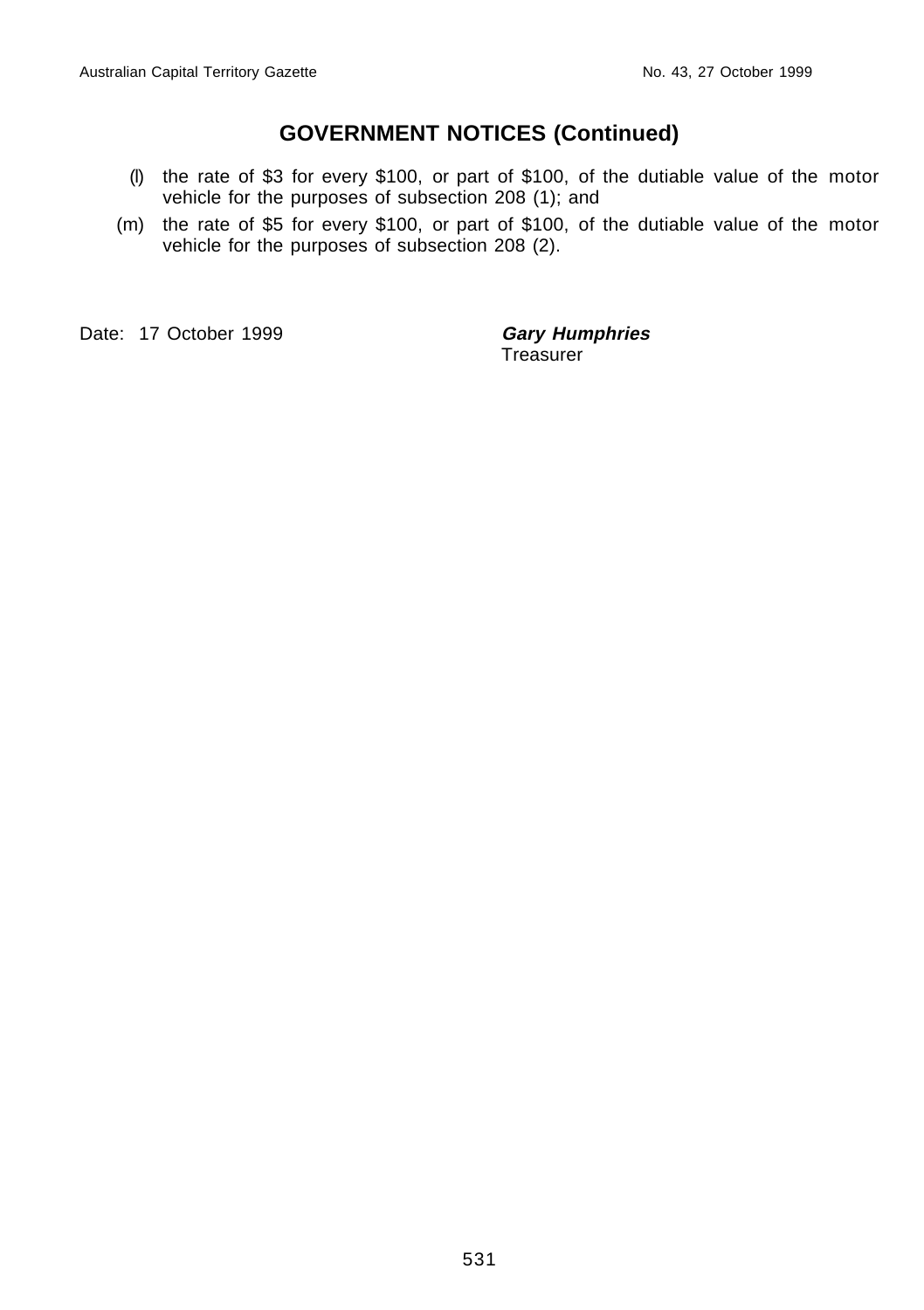## GOVERNMENT NOTICES (Continued)

(l) the rate of $3 for every $100, or part of $100, of the dutiable value of the motor vehicle for the purposes of subsection 208 (1); and

(m) the rate of $5 for every $100, or part of $100, of the dutiable value of the motor vehicle for the purposes of subsection 208 (2).

Date: 17 October 1999

***Gary Humphries***
Treasurer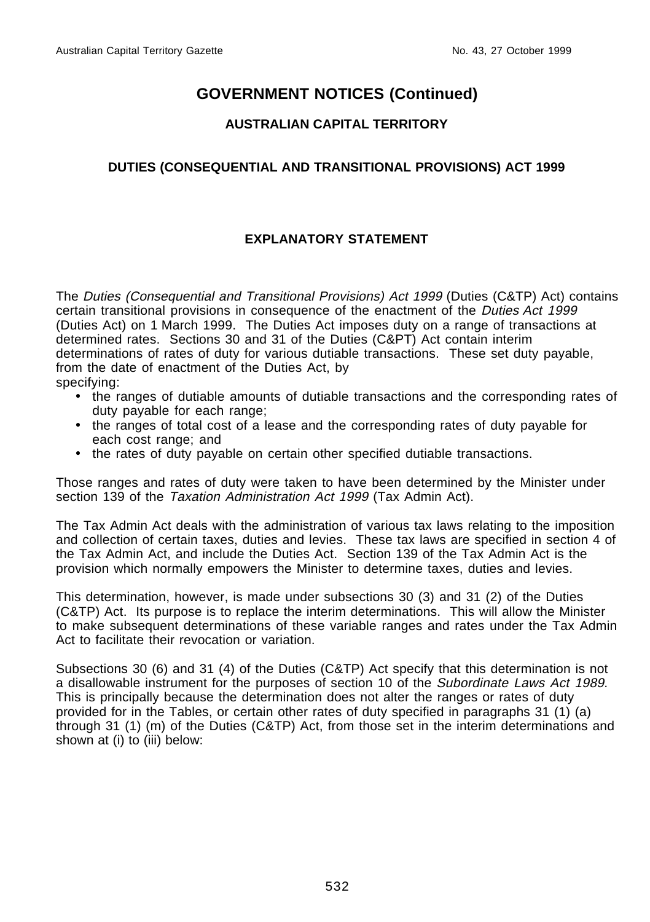# GOVERNMENT NOTICES (Continued)

## AUSTRALIAN CAPITAL TERRITORY

### DUTIES (CONSEQUENTIAL AND TRANSITIONAL PROVISIONS) ACT 1999

### EXPLANATORY STATEMENT

The *Duties (Consequential and Transitional Provisions) Act 1999* (Duties (C&TP) Act) contains certain transitional provisions in consequence of the enactment of the *Duties Act 1999* (Duties Act) on 1 March 1999. The Duties Act imposes duty on a range of transactions at determined rates. Sections 30 and 31 of the Duties (C&PT) Act contain interim determinations of rates of duty for various dutiable transactions. These set duty payable, from the date of enactment of the Duties Act, by specifying:

- the ranges of dutiable amounts of dutiable transactions and the corresponding rates of duty payable for each range;
- the ranges of total cost of a lease and the corresponding rates of duty payable for each cost range; and
- the rates of duty payable on certain other specified dutiable transactions.

Those ranges and rates of duty were taken to have been determined by the Minister under section 139 of the *Taxation Administration Act 1999* (Tax Admin Act).

The Tax Admin Act deals with the administration of various tax laws relating to the imposition and collection of certain taxes, duties and levies. These tax laws are specified in section 4 of the Tax Admin Act, and include the Duties Act. Section 139 of the Tax Admin Act is the provision which normally empowers the Minister to determine taxes, duties and levies.

This determination, however, is made under subsections 30 (3) and 31 (2) of the Duties (C&TP) Act. Its purpose is to replace the interim determinations. This will allow the Minister to make subsequent determinations of these variable ranges and rates under the Tax Admin Act to facilitate their revocation or variation.

Subsections 30 (6) and 31 (4) of the Duties (C&TP) Act specify that this determination is not a disallowable instrument for the purposes of section 10 of the *Subordinate Laws Act 1989*. This is principally because the determination does not alter the ranges or rates of duty provided for in the Tables, or certain other rates of duty specified in paragraphs 31 (1) (a) through 31 (1) (m) of the Duties (C&TP) Act, from those set in the interim determinations and shown at (i) to (iii) below: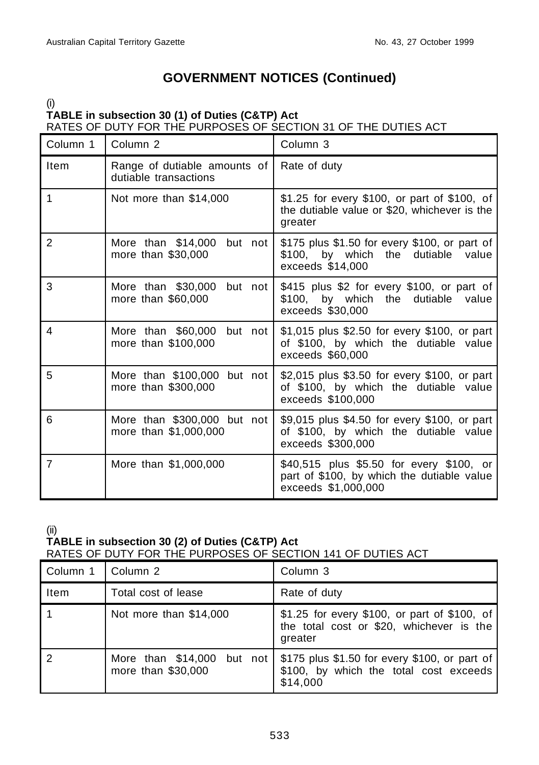## GOVERNMENT NOTICES (Continued)

(i)

**TABLE in subsection 30 (1) of Duties (C&TP) Act**

RATES OF DUTY FOR THE PURPOSES OF SECTION 31 OF THE DUTIES ACT

| Column 1 | Column 2 | Column 3 |
|---|---|---|
| Item | Range of dutiable amounts of dutiable transactions | Rate of duty |
| 1 | Not more than $14,000 | $1.25 for every $100, or part of $100, of the dutiable value or $20, whichever is the greater |
| 2 | More than $14,000 but not more than $30,000 | $175 plus $1.50 for every $100, or part of $100, by which the dutiable value exceeds $14,000 |
| 3 | More than $30,000 but not more than $60,000 | $415 plus $2 for every $100, or part of $100, by which the dutiable value exceeds $30,000 |
| 4 | More than $60,000 but not more than $100,000 | $1,015 plus $2.50 for every $100, or part of $100, by which the dutiable value exceeds $60,000 |
| 5 | More than $100,000 but not more than $300,000 | $2,015 plus $3.50 for every $100, or part of $100, by which the dutiable value exceeds $100,000 |
| 6 | More than $300,000 but not more than $1,000,000 | $9,015 plus $4.50 for every $100, or part of $100, by which the dutiable value exceeds $300,000 |
| 7 | More than $1,000,000 | $40,515 plus $5.50 for every $100, or part of $100, by which the dutiable value exceeds $1,000,000 |

(ii)

**TABLE in subsection 30 (2) of Duties (C&TP) Act**

RATES OF DUTY FOR THE PURPOSES OF SECTION 141 OF DUTIES ACT

| Column 1 | Column 2 | Column 3 |
|---|---|---|
| Item | Total cost of lease | Rate of duty |
| 1 | Not more than $14,000 | $1.25 for every $100, or part of $100, of the total cost or $20, whichever is the greater |
| 2 | More than $14,000 but not more than $30,000 | $175 plus $1.50 for every $100, or part of $100, by which the total cost exceeds $14,000 |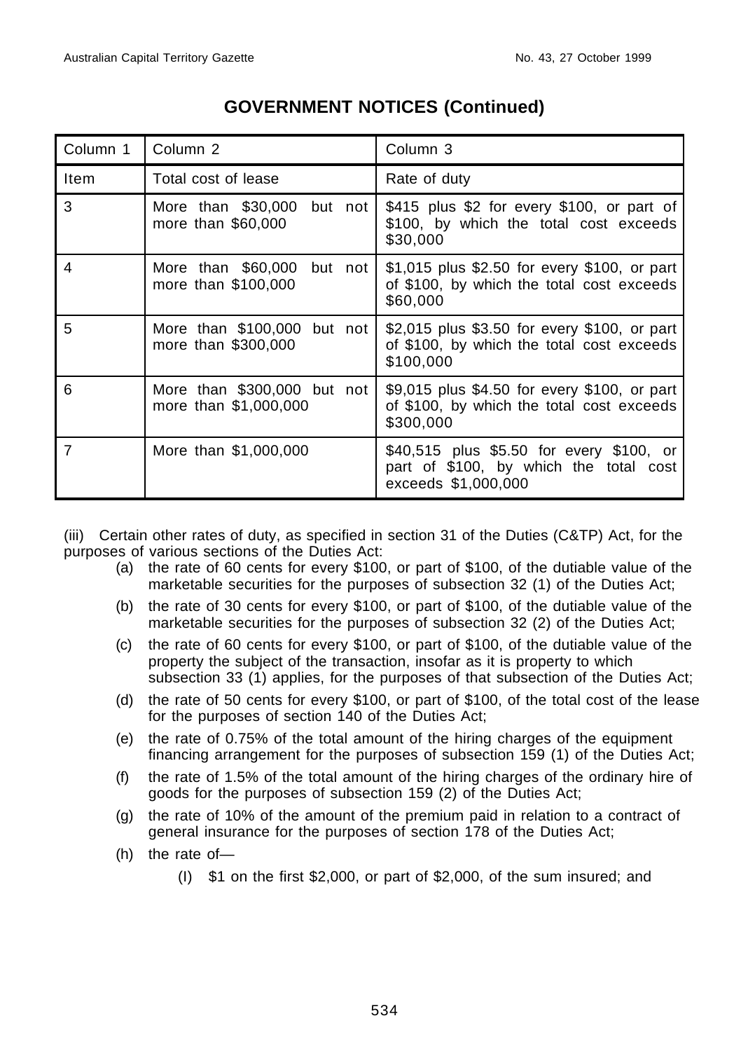## GOVERNMENT NOTICES (Continued)

| Column 1 | Column 2 | Column 3 |
|---|---|---|
| Item | Total cost of lease | Rate of duty |
| 3 | More than $30,000 but not more than $60,000 | $415 plus $2 for every $100, or part of $100, by which the total cost exceeds $30,000 |
| 4 | More than $60,000 but not more than $100,000 | $1,015 plus $2.50 for every $100, or part of $100, by which the total cost exceeds $60,000 |
| 5 | More than $100,000 but not more than $300,000 | $2,015 plus $3.50 for every $100, or part of $100, by which the total cost exceeds $100,000 |
| 6 | More than $300,000 but not more than $1,000,000 | $9,015 plus $4.50 for every $100, or part of $100, by which the total cost exceeds $300,000 |
| 7 | More than $1,000,000 | $40,515 plus $5.50 for every $100, or part of $100, by which the total cost exceeds $1,000,000 |

(iii) Certain other rates of duty, as specified in section 31 of the Duties (C&TP) Act, for the purposes of various sections of the Duties Act:

(a) the rate of 60 cents for every $100, or part of $100, of the dutiable value of the marketable securities for the purposes of subsection 32 (1) of the Duties Act;

(b) the rate of 30 cents for every $100, or part of $100, of the dutiable value of the marketable securities for the purposes of subsection 32 (2) of the Duties Act;

(c) the rate of 60 cents for every $100, or part of $100, of the dutiable value of the property the subject of the transaction, insofar as it is property to which subsection 33 (1) applies, for the purposes of that subsection of the Duties Act;

(d) the rate of 50 cents for every $100, or part of $100, of the total cost of the lease for the purposes of section 140 of the Duties Act;

(e) the rate of 0.75% of the total amount of the hiring charges of the equipment financing arrangement for the purposes of subsection 159 (1) of the Duties Act;

(f) the rate of 1.5% of the total amount of the hiring charges of the ordinary hire of goods for the purposes of subsection 159 (2) of the Duties Act;

(g) the rate of 10% of the amount of the premium paid in relation to a contract of general insurance for the purposes of section 178 of the Duties Act;

(h) the rate of—

(I) $1 on the first $2,000, or part of $2,000, of the sum insured; and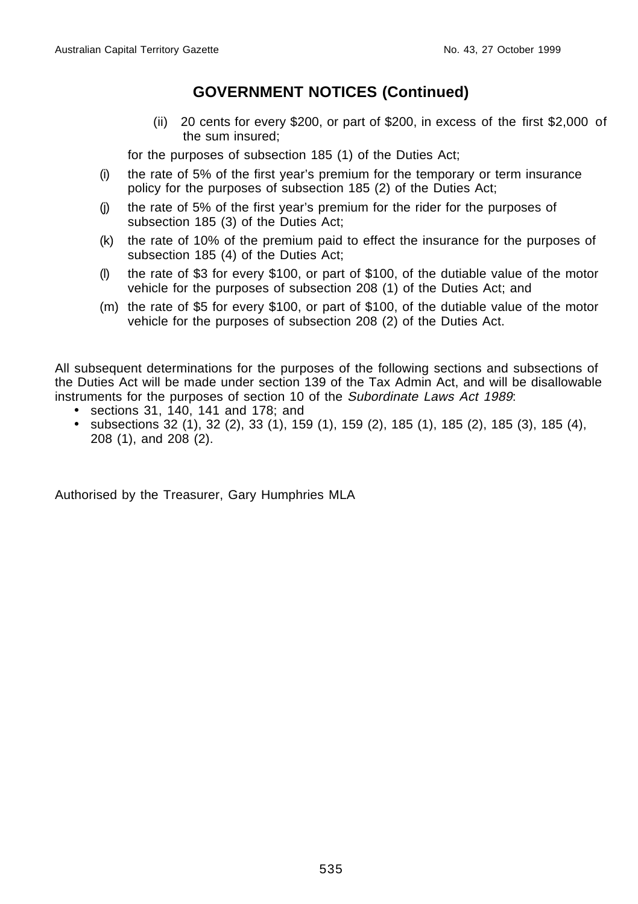## GOVERNMENT NOTICES (Continued)

(ii) 20 cents for every $200, or part of $200, in excess of the first $2,000 of the sum insured;

for the purposes of subsection 185 (1) of the Duties Act;

(i) the rate of 5% of the first year's premium for the temporary or term insurance policy for the purposes of subsection 185 (2) of the Duties Act;

(j) the rate of 5% of the first year's premium for the rider for the purposes of subsection 185 (3) of the Duties Act;

(k) the rate of 10% of the premium paid to effect the insurance for the purposes of subsection 185 (4) of the Duties Act;

(l) the rate of $3 for every $100, or part of $100, of the dutiable value of the motor vehicle for the purposes of subsection 208 (1) of the Duties Act; and

(m) the rate of $5 for every $100, or part of $100, of the dutiable value of the motor vehicle for the purposes of subsection 208 (2) of the Duties Act.

All subsequent determinations for the purposes of the following sections and subsections of the Duties Act will be made under section 139 of the Tax Admin Act, and will be disallowable instruments for the purposes of section 10 of the *Subordinate Laws Act 1989*:

- sections 31, 140, 141 and 178; and
- subsections 32 (1), 32 (2), 33 (1), 159 (1), 159 (2), 185 (1), 185 (2), 185 (3), 185 (4), 208 (1), and 208 (2).

Authorised by the Treasurer, Gary Humphries MLA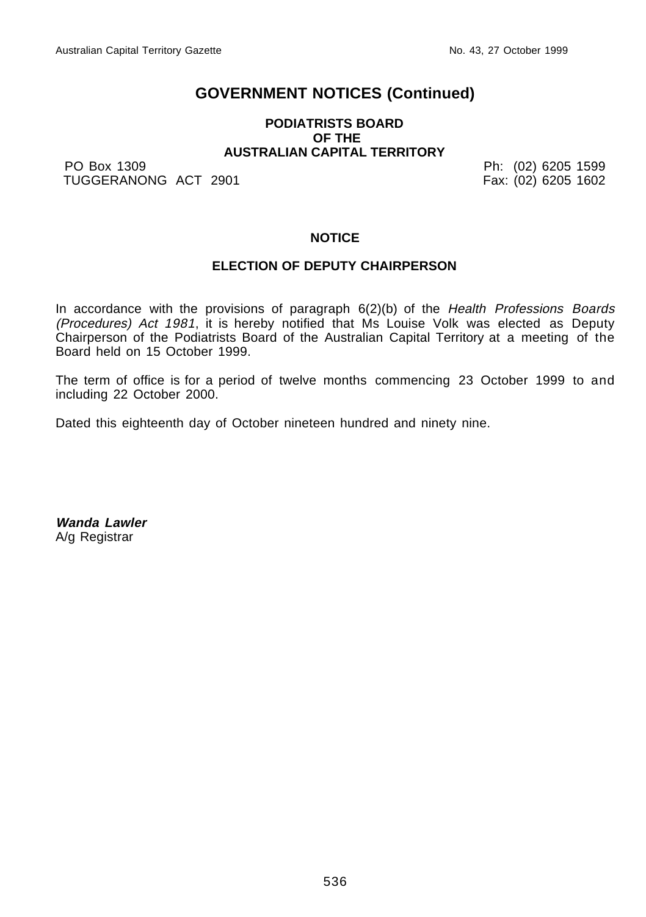## GOVERNMENT NOTICES (Continued)

**PODIATRISTS BOARD**
**OF THE**
**AUSTRALIAN CAPITAL TERRITORY**

PO Box 1309
TUGGERANONG ACT 2901

Ph: (02) 6205 1599
Fax: (02) 6205 1602

**NOTICE**

**ELECTION OF DEPUTY CHAIRPERSON**

In accordance with the provisions of paragraph 6(2)(b) of the *Health Professions Boards (Procedures) Act 1981*, it is hereby notified that Ms Louise Volk was elected as Deputy Chairperson of the Podiatrists Board of the Australian Capital Territory at a meeting of the Board held on 15 October 1999.

The term of office is for a period of twelve months commencing 23 October 1999 to and including 22 October 2000.

Dated this eighteenth day of October nineteen hundred and ninety nine.

***Wanda Lawler***
A/g Registrar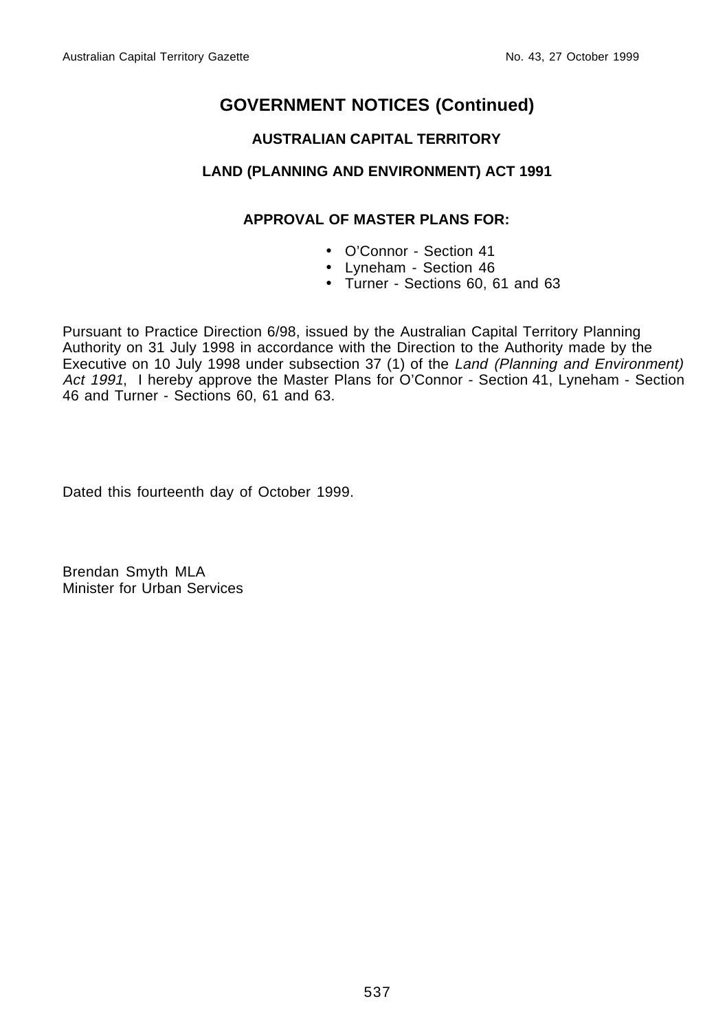## GOVERNMENT NOTICES (Continued)

### AUSTRALIAN CAPITAL TERRITORY

### LAND (PLANNING AND ENVIRONMENT) ACT 1991

### APPROVAL OF MASTER PLANS FOR:

- O'Connor - Section 41
- Lyneham - Section 46
- Turner - Sections 60, 61 and 63

Pursuant to Practice Direction 6/98, issued by the Australian Capital Territory Planning Authority on 31 July 1998 in accordance with the Direction to the Authority made by the Executive on 10 July 1998 under subsection 37 (1) of the *Land (Planning and Environment) Act 1991*, I hereby approve the Master Plans for O'Connor - Section 41, Lyneham - Section 46 and Turner - Sections 60, 61 and 63.

Dated this fourteenth day of October 1999.

Brendan Smyth MLA
Minister for Urban Services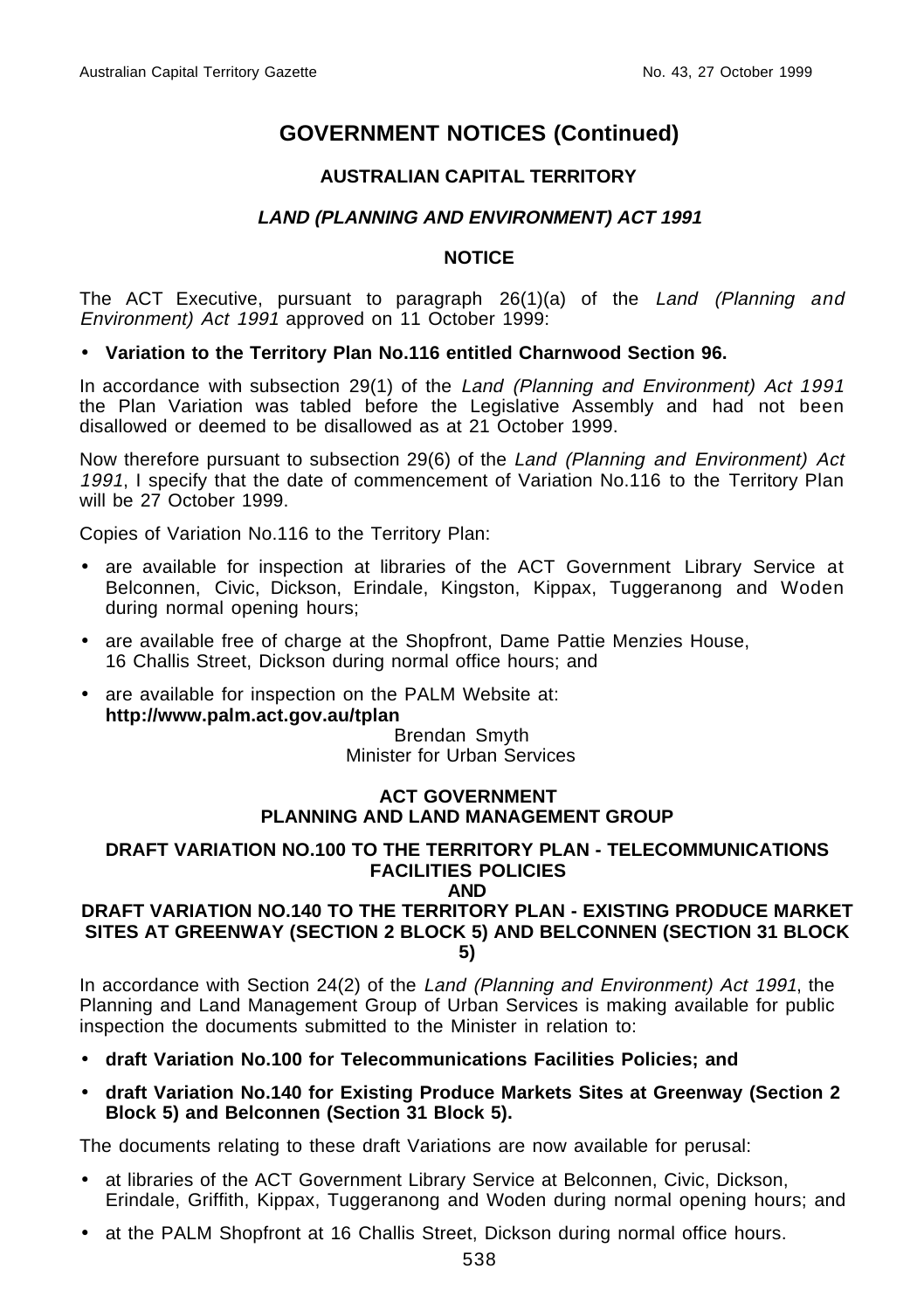# GOVERNMENT NOTICES (Continued)

**AUSTRALIAN CAPITAL TERRITORY**

***LAND (PLANNING AND ENVIRONMENT) ACT 1991***

**NOTICE**

The ACT Executive, pursuant to paragraph 26(1)(a) of the *Land (Planning and Environment) Act 1991* approved on 11 October 1999:

- **Variation to the Territory Plan No.116 entitled Charnwood Section 96.**

In accordance with subsection 29(1) of the *Land (Planning and Environment) Act 1991* the Plan Variation was tabled before the Legislative Assembly and had not been disallowed or deemed to be disallowed as at 21 October 1999.

Now therefore pursuant to subsection 29(6) of the *Land (Planning and Environment) Act 1991*, I specify that the date of commencement of Variation No.116 to the Territory Plan will be 27 October 1999.

Copies of Variation No.116 to the Territory Plan:

- are available for inspection at libraries of the ACT Government Library Service at Belconnen, Civic, Dickson, Erindale, Kingston, Kippax, Tuggeranong and Woden during normal opening hours;
- are available free of charge at the Shopfront, Dame Pattie Menzies House, 16 Challis Street, Dickson during normal office hours; and
- are available for inspection on the PALM Website at: **http://www.palm.act.gov.au/tplan**

Brendan Smyth
Minister for Urban Services

**ACT GOVERNMENT**
**PLANNING AND LAND MANAGEMENT GROUP**

**DRAFT VARIATION NO.100 TO THE TERRITORY PLAN - TELECOMMUNICATIONS FACILITIES POLICIES**
**AND**
**DRAFT VARIATION NO.140 TO THE TERRITORY PLAN - EXISTING PRODUCE MARKET SITES AT GREENWAY (SECTION 2 BLOCK 5) AND BELCONNEN (SECTION 31 BLOCK 5)**

In accordance with Section 24(2) of the *Land (Planning and Environment) Act 1991*, the Planning and Land Management Group of Urban Services is making available for public inspection the documents submitted to the Minister in relation to:

- **draft Variation No.100 for Telecommunications Facilities Policies; and**
- **draft Variation No.140 for Existing Produce Markets Sites at Greenway (Section 2 Block 5) and Belconnen (Section 31 Block 5).**

The documents relating to these draft Variations are now available for perusal:

- at libraries of the ACT Government Library Service at Belconnen, Civic, Dickson, Erindale, Griffith, Kippax, Tuggeranong and Woden during normal opening hours; and
- at the PALM Shopfront at 16 Challis Street, Dickson during normal office hours.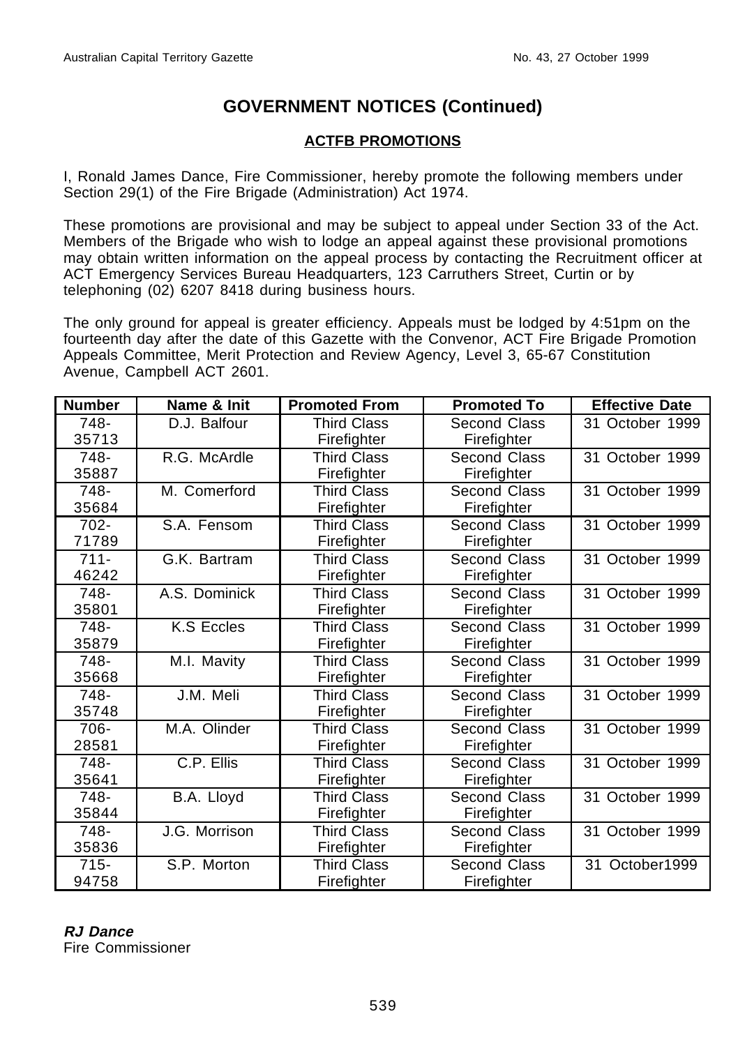# GOVERNMENT NOTICES (Continued)

## ACTFB PROMOTIONS

I, Ronald James Dance, Fire Commissioner, hereby promote the following members under Section 29(1) of the Fire Brigade (Administration) Act 1974.

These promotions are provisional and may be subject to appeal under Section 33 of the Act. Members of the Brigade who wish to lodge an appeal against these provisional promotions may obtain written information on the appeal process by contacting the Recruitment officer at ACT Emergency Services Bureau Headquarters, 123 Carruthers Street, Curtin or by telephoning (02) 6207 8418 during business hours.

The only ground for appeal is greater efficiency. Appeals must be lodged by 4:51pm on the fourteenth day after the date of this Gazette with the Convenor, ACT Fire Brigade Promotion Appeals Committee, Merit Protection and Review Agency, Level 3, 65-67 Constitution Avenue, Campbell ACT 2601.

| Number | Name & Init | Promoted From | Promoted To | Effective Date |
|---|---|---|---|---|
| 748-35713 | D.J. Balfour | Third Class Firefighter | Second Class Firefighter | 31 October 1999 |
| 748-35887 | R.G. McArdle | Third Class Firefighter | Second Class Firefighter | 31 October 1999 |
| 748-35684 | M. Comerford | Third Class Firefighter | Second Class Firefighter | 31 October 1999 |
| 702-71789 | S.A. Fensom | Third Class Firefighter | Second Class Firefighter | 31 October 1999 |
| 711-46242 | G.K. Bartram | Third Class Firefighter | Second Class Firefighter | 31 October 1999 |
| 748-35801 | A.S. Dominick | Third Class Firefighter | Second Class Firefighter | 31 October 1999 |
| 748-35879 | K.S Eccles | Third Class Firefighter | Second Class Firefighter | 31 October 1999 |
| 748-35668 | M.I. Mavity | Third Class Firefighter | Second Class Firefighter | 31 October 1999 |
| 748-35748 | J.M. Meli | Third Class Firefighter | Second Class Firefighter | 31 October 1999 |
| 706-28581 | M.A. Olinder | Third Class Firefighter | Second Class Firefighter | 31 October 1999 |
| 748-35641 | C.P. Ellis | Third Class Firefighter | Second Class Firefighter | 31 October 1999 |
| 748-35844 | B.A. Lloyd | Third Class Firefighter | Second Class Firefighter | 31 October 1999 |
| 748-35836 | J.G. Morrison | Third Class Firefighter | Second Class Firefighter | 31 October 1999 |
| 715-94758 | S.P. Morton | Third Class Firefighter | Second Class Firefighter | 31 October1999 |

***RJ Dance***
Fire Commissioner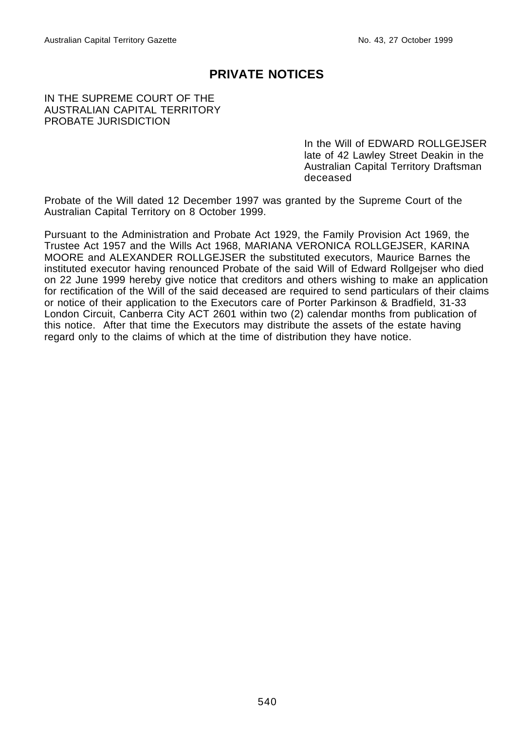# PRIVATE NOTICES

IN THE SUPREME COURT OF THE
AUSTRALIAN CAPITAL TERRITORY
PROBATE JURISDICTION

In the Will of EDWARD ROLLGEJSER late of 42 Lawley Street Deakin in the Australian Capital Territory Draftsman deceased

Probate of the Will dated 12 December 1997 was granted by the Supreme Court of the Australian Capital Territory on 8 October 1999.

Pursuant to the Administration and Probate Act 1929, the Family Provision Act 1969, the Trustee Act 1957 and the Wills Act 1968, MARIANA VERONICA ROLLGEJSER, KARINA MOORE and ALEXANDER ROLLGEJSER the substituted executors, Maurice Barnes the instituted executor having renounced Probate of the said Will of Edward Rollgejser who died on 22 June 1999 hereby give notice that creditors and others wishing to make an application for rectification of the Will of the said deceased are required to send particulars of their claims or notice of their application to the Executors care of Porter Parkinson & Bradfield, 31-33 London Circuit, Canberra City ACT 2601 within two (2) calendar months from publication of this notice. After that time the Executors may distribute the assets of the estate having regard only to the claims of which at the time of distribution they have notice.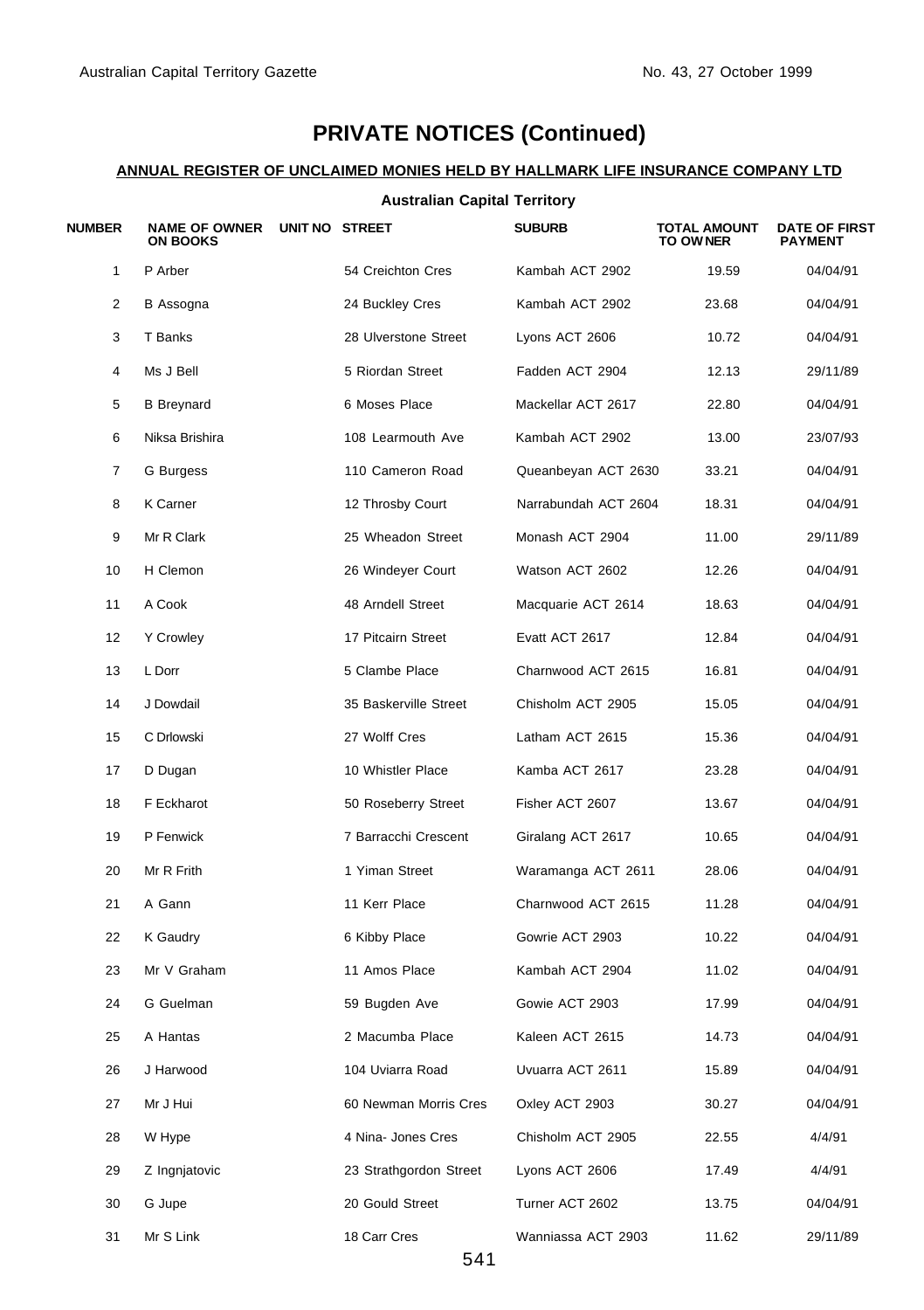# PRIVATE NOTICES (Continued)

## ANNUAL REGISTER OF UNCLAIMED MONIES HELD BY HALLMARK LIFE INSURANCE COMPANY LTD

### Australian Capital Territory

| NUMBER | NAME OF OWNER ON BOOKS | UNIT NO | STREET | SUBURB | TOTAL AMOUNT TO OWNER | DATE OF FIRST PAYMENT |
|---|---|---|---|---|---|---|
| 1 | P Arber | | 54 Creichton Cres | Kambah ACT 2902 | 19.59 | 04/04/91 |
| 2 | B Assogna | | 24 Buckley Cres | Kambah ACT 2902 | 23.68 | 04/04/91 |
| 3 | T Banks | | 28 Ulverstone Street | Lyons ACT 2606 | 10.72 | 04/04/91 |
| 4 | Ms J Bell | | 5 Riordan Street | Fadden ACT 2904 | 12.13 | 29/11/89 |
| 5 | B Breynard | | 6 Moses Place | Mackellar ACT 2617 | 22.80 | 04/04/91 |
| 6 | Niksa Brishira | | 108 Learmouth Ave | Kambah ACT 2902 | 13.00 | 23/07/93 |
| 7 | G Burgess | | 110 Cameron Road | Queanbeyan ACT 2630 | 33.21 | 04/04/91 |
| 8 | K Carner | | 12 Throsby Court | Narrabundah ACT 2604 | 18.31 | 04/04/91 |
| 9 | Mr R Clark | | 25 Wheadon Street | Monash ACT 2904 | 11.00 | 29/11/89 |
| 10 | H Clemon | | 26 Windeyer Court | Watson ACT 2602 | 12.26 | 04/04/91 |
| 11 | A Cook | | 48 Arndell Street | Macquarie ACT 2614 | 18.63 | 04/04/91 |
| 12 | Y Crowley | | 17 Pitcairn Street | Evatt ACT 2617 | 12.84 | 04/04/91 |
| 13 | L Dorr | | 5 Clambe Place | Charnwood ACT 2615 | 16.81 | 04/04/91 |
| 14 | J Dowdail | | 35 Baskerville Street | Chisholm ACT 2905 | 15.05 | 04/04/91 |
| 15 | C Drlowski | | 27 Wolff Cres | Latham ACT 2615 | 15.36 | 04/04/91 |
| 17 | D Dugan | | 10 Whistler Place | Kamba ACT 2617 | 23.28 | 04/04/91 |
| 18 | F Eckharot | | 50 Roseberry Street | Fisher ACT 2607 | 13.67 | 04/04/91 |
| 19 | P Fenwick | | 7 Barracchi Crescent | Giralang ACT 2617 | 10.65 | 04/04/91 |
| 20 | Mr R Frith | | 1 Yiman Street | Waramanga ACT 2611 | 28.06 | 04/04/91 |
| 21 | A Gann | | 11 Kerr Place | Charnwood ACT 2615 | 11.28 | 04/04/91 |
| 22 | K Gaudry | | 6 Kibby Place | Gowrie ACT 2903 | 10.22 | 04/04/91 |
| 23 | Mr V Graham | | 11 Amos Place | Kambah ACT 2904 | 11.02 | 04/04/91 |
| 24 | G Guelman | | 59 Bugden Ave | Gowie ACT 2903 | 17.99 | 04/04/91 |
| 25 | A Hantas | | 2 Macumba Place | Kaleen ACT 2615 | 14.73 | 04/04/91 |
| 26 | J Harwood | | 104 Uviarra Road | Uvuarra ACT 2611 | 15.89 | 04/04/91 |
| 27 | Mr J Hui | | 60 Newman Morris Cres | Oxley ACT 2903 | 30.27 | 04/04/91 |
| 28 | W Hype | | 4 Nina- Jones Cres | Chisholm ACT 2905 | 22.55 | 4/4/91 |
| 29 | Z Ingnjatovic | | 23 Strathgordon Street | Lyons ACT 2606 | 17.49 | 4/4/91 |
| 30 | G Jupe | | 20 Gould Street | Turner ACT 2602 | 13.75 | 04/04/91 |
| 31 | Mr S Link | | 18 Carr Cres | Wanniassa ACT 2903 | 11.62 | 29/11/89 |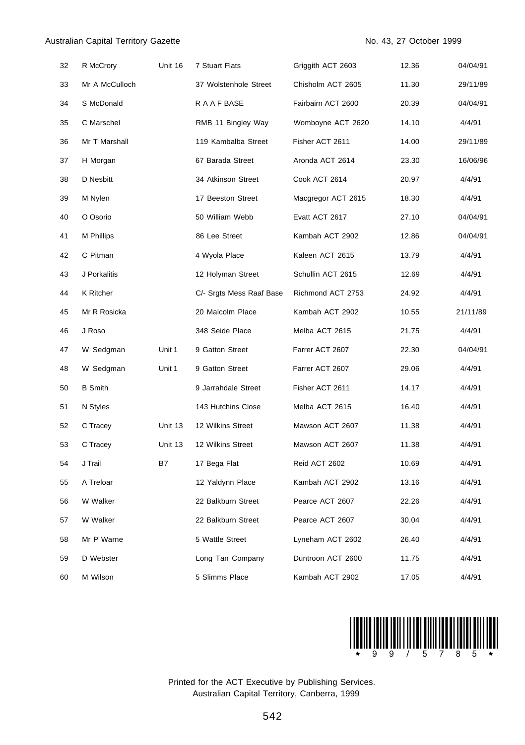| | | | | | | |
|---|---|---|---|---|---|---|
| 32 | R McCrory | Unit 16 | 7 Stuart Flats | Griggith ACT 2603 | 12.36 | 04/04/91 |
| 33 | Mr A McCulloch | | 37 Wolstenhole Street | Chisholm ACT 2605 | 11.30 | 29/11/89 |
| 34 | S McDonald | | R A A F BASE | Fairbairn ACT 2600 | 20.39 | 04/04/91 |
| 35 | C Marschel | | RMB 11 Bingley Way | Womboyne ACT 2620 | 14.10 | 4/4/91 |
| 36 | Mr T Marshall | | 119 Kambalba Street | Fisher ACT 2611 | 14.00 | 29/11/89 |
| 37 | H Morgan | | 67 Barada Street | Aronda ACT 2614 | 23.30 | 16/06/96 |
| 38 | D Nesbitt | | 34 Atkinson Street | Cook ACT 2614 | 20.97 | 4/4/91 |
| 39 | M Nylen | | 17 Beeston Street | Macgregor ACT 2615 | 18.30 | 4/4/91 |
| 40 | O Osorio | | 50 William Webb | Evatt ACT 2617 | 27.10 | 04/04/91 |
| 41 | M Phillips | | 86 Lee Street | Kambah ACT 2902 | 12.86 | 04/04/91 |
| 42 | C Pitman | | 4 Wyola Place | Kaleen ACT 2615 | 13.79 | 4/4/91 |
| 43 | J Porkalitis | | 12 Holyman Street | Schullin ACT 2615 | 12.69 | 4/4/91 |
| 44 | K Ritcher | | C/- Srgts Mess Raaf Base | Richmond ACT 2753 | 24.92 | 4/4/91 |
| 45 | Mr R Rosicka | | 20 Malcolm Place | Kambah ACT 2902 | 10.55 | 21/11/89 |
| 46 | J Roso | | 348 Seide Place | Melba ACT 2615 | 21.75 | 4/4/91 |
| 47 | W Sedgman | Unit 1 | 9 Gatton Street | Farrer ACT 2607 | 22.30 | 04/04/91 |
| 48 | W Sedgman | Unit 1 | 9 Gatton Street | Farrer ACT 2607 | 29.06 | 4/4/91 |
| 50 | B Smith | | 9 Jarrahdale Street | Fisher ACT 2611 | 14.17 | 4/4/91 |
| 51 | N Styles | | 143 Hutchins Close | Melba ACT 2615 | 16.40 | 4/4/91 |
| 52 | C Tracey | Unit 13 | 12 Wilkins Street | Mawson ACT 2607 | 11.38 | 4/4/91 |
| 53 | C Tracey | Unit 13 | 12 Wilkins Street | Mawson ACT 2607 | 11.38 | 4/4/91 |
| 54 | J Trail | B7 | 17 Bega Flat | Reid ACT 2602 | 10.69 | 4/4/91 |
| 55 | A Treloar | | 12 Yaldynn Place | Kambah ACT 2902 | 13.16 | 4/4/91 |
| 56 | W Walker | | 22 Balkburn Street | Pearce ACT 2607 | 22.26 | 4/4/91 |
| 57 | W Walker | | 22 Balkburn Street | Pearce ACT 2607 | 30.04 | 4/4/91 |
| 58 | Mr P Warne | | 5 Wattle Street | Lyneham ACT 2602 | 26.40 | 4/4/91 |
| 59 | D Webster | | Long Tan Company | Duntroon ACT 2600 | 11.75 | 4/4/91 |
| 60 | M Wilson | | 5 Slimms Place | Kambah ACT 2902 | 17.05 | 4/4/91 |

*99/5785*

Printed for the ACT Executive by Publishing Services.
Australian Capital Territory, Canberra, 1999